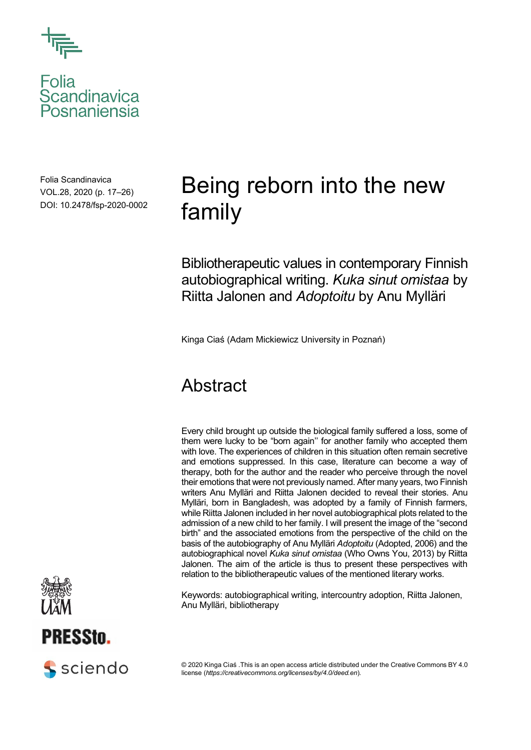Folia Scandinavica
VOL.28, 2020 (p. 17–26)
DOI: 10.2478/fsp-2020-0002

# Being reborn into the new family

## Bibliotherapeutic values in contemporary Finnish autobiographical writing. *Kuka sinut omistaa* by Riitta Jalonen and *Adoptoitu* by Anu Mylläri

Kinga Ciaś (Adam Mickiewicz University in Poznań)

## Abstract

Every child brought up outside the biological family suffered a loss, some of them were lucky to be "born again'' for another family who accepted them with love. The experiences of children in this situation often remain secretive and emotions suppressed. In this case, literature can become a way of therapy, both for the author and the reader who perceive through the novel their emotions that were not previously named. After many years, two Finnish writers Anu Mylläri and Riitta Jalonen decided to reveal their stories. Anu Mylläri, born in Bangladesh, was adopted by a family of Finnish farmers, while Riitta Jalonen included in her novel autobiographical plots related to the admission of a new child to her family. I will present the image of the "second birth" and the associated emotions from the perspective of the child on the basis of the autobiography of Anu Mylläri *Adoptoitu* (Adopted, 2006) and the autobiographical novel *Kuka sinut omistaa* (Who Owns You, 2013) by Riitta Jalonen. The aim of the article is thus to present these perspectives with relation to the bibliotherapeutic values of the mentioned literary works.

Keywords: autobiographical writing, intercountry adoption, Riitta Jalonen, Anu Mylläri, bibliotherapy

© 2020 Kinga Ciaś .This is an open access article distributed under the Creative Commons BY 4.0 license (*https://creativecommons.org/licenses/by/4.0/deed.en*).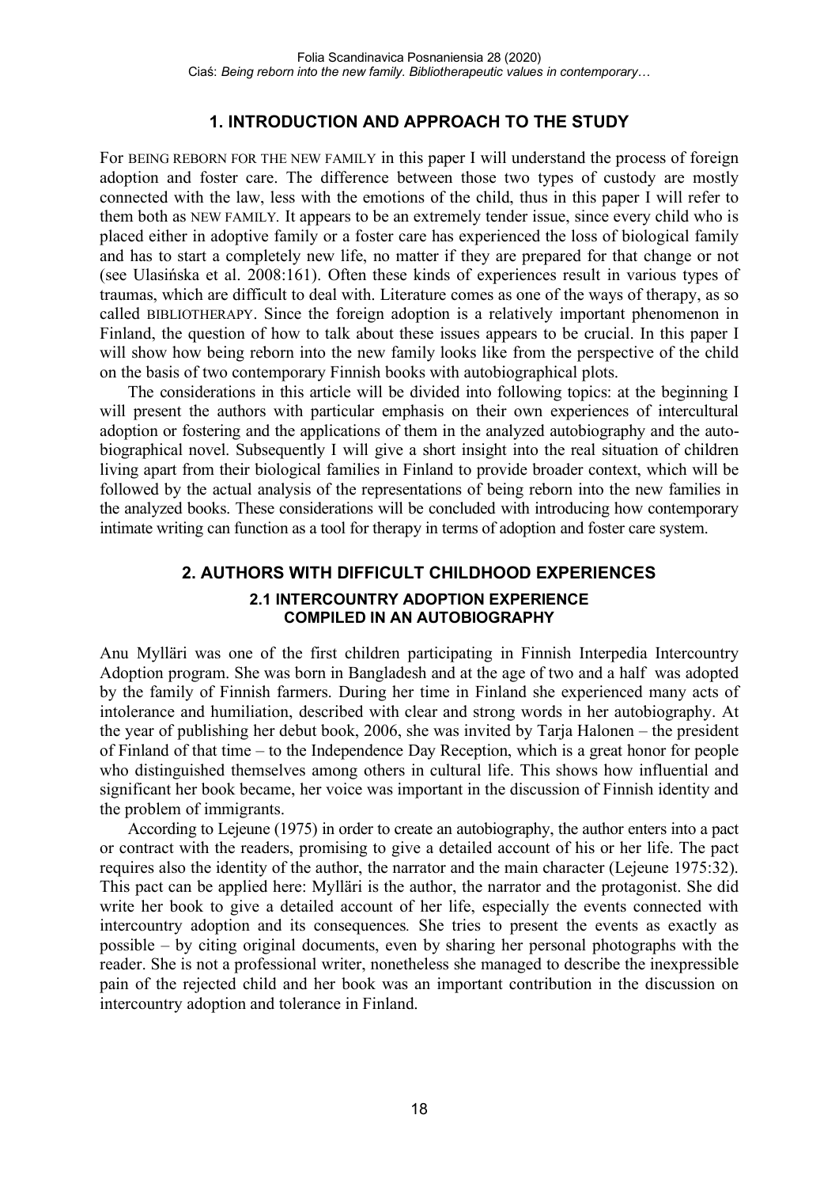## 1. INTRODUCTION AND APPROACH TO THE STUDY

For BEING REBORN FOR THE NEW FAMILY in this paper I will understand the process of foreign adoption and foster care. The difference between those two types of custody are mostly connected with the law, less with the emotions of the child, thus in this paper I will refer to them both as NEW FAMILY. It appears to be an extremely tender issue, since every child who is placed either in adoptive family or a foster care has experienced the loss of biological family and has to start a completely new life, no matter if they are prepared for that change or not (see Ulasińska et al. 2008:161). Often these kinds of experiences result in various types of traumas, which are difficult to deal with. Literature comes as one of the ways of therapy, as so called BIBLIOTHERAPY. Since the foreign adoption is a relatively important phenomenon in Finland, the question of how to talk about these issues appears to be crucial. In this paper I will show how being reborn into the new family looks like from the perspective of the child on the basis of two contemporary Finnish books with autobiographical plots.

The considerations in this article will be divided into following topics: at the beginning I will present the authors with particular emphasis on their own experiences of intercultural adoption or fostering and the applications of them in the analyzed autobiography and the autobiographical novel. Subsequently I will give a short insight into the real situation of children living apart from their biological families in Finland to provide broader context, which will be followed by the actual analysis of the representations of being reborn into the new families in the analyzed books. These considerations will be concluded with introducing how contemporary intimate writing can function as a tool for therapy in terms of adoption and foster care system.

## 2. AUTHORS WITH DIFFICULT CHILDHOOD EXPERIENCES

### 2.1 INTERCOUNTRY ADOPTION EXPERIENCE COMPILED IN AN AUTOBIOGRAPHY

Anu Mylläri was one of the first children participating in Finnish Interpedia Intercountry Adoption program. She was born in Bangladesh and at the age of two and a half was adopted by the family of Finnish farmers. During her time in Finland she experienced many acts of intolerance and humiliation, described with clear and strong words in her autobiography. At the year of publishing her debut book, 2006, she was invited by Tarja Halonen – the president of Finland of that time – to the Independence Day Reception, which is a great honor for people who distinguished themselves among others in cultural life. This shows how influential and significant her book became, her voice was important in the discussion of Finnish identity and the problem of immigrants.

According to Lejeune (1975) in order to create an autobiography, the author enters into a pact or contract with the readers, promising to give a detailed account of his or her life. The pact requires also the identity of the author, the narrator and the main character (Lejeune 1975:32). This pact can be applied here: Mylläri is the author, the narrator and the protagonist. She did write her book to give a detailed account of her life, especially the events connected with intercountry adoption and its consequences. She tries to present the events as exactly as possible – by citing original documents, even by sharing her personal photographs with the reader. She is not a professional writer, nonetheless she managed to describe the inexpressible pain of the rejected child and her book was an important contribution in the discussion on intercountry adoption and tolerance in Finland.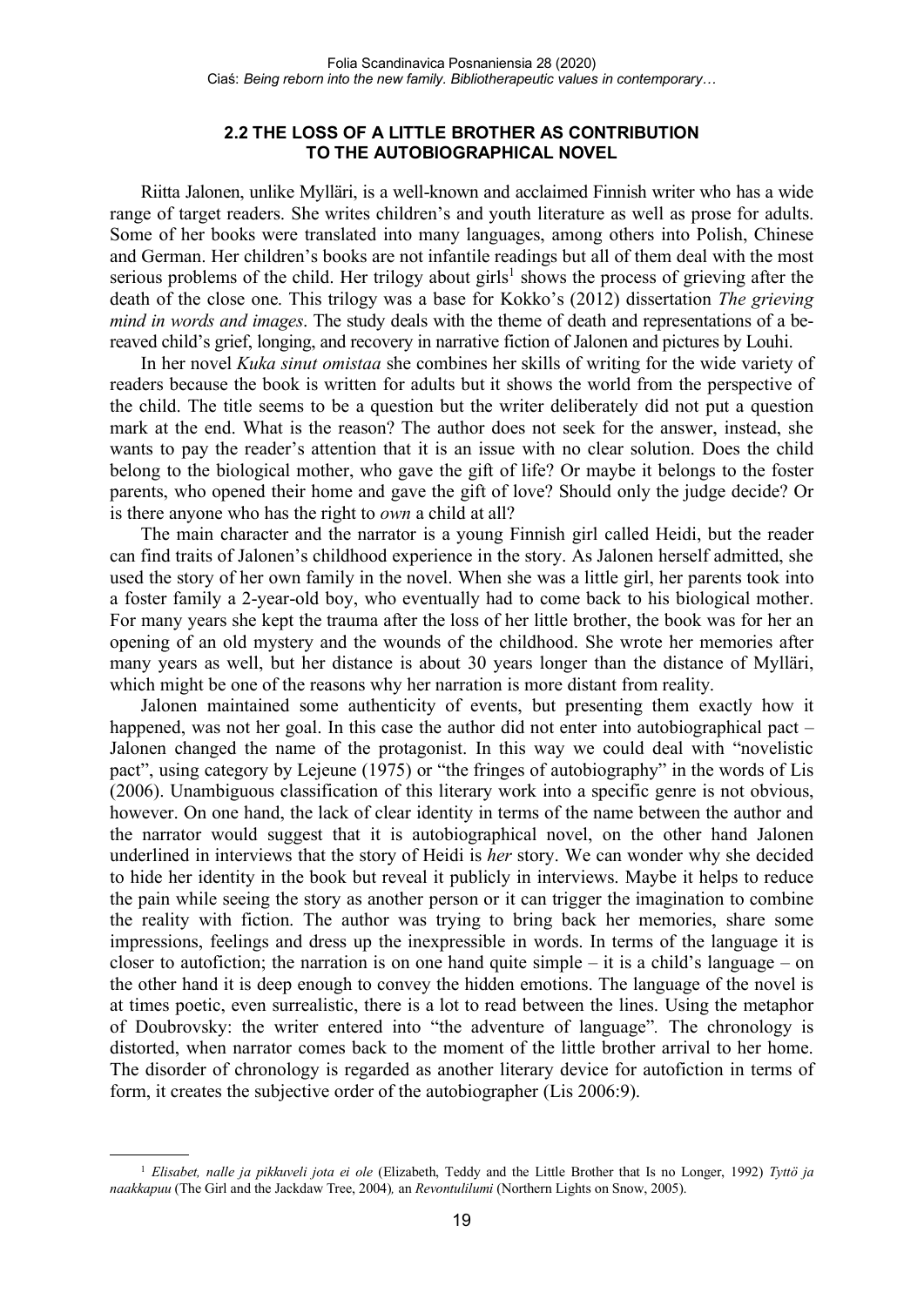## 2.2 THE LOSS OF A LITTLE BROTHER AS CONTRIBUTION TO THE AUTOBIOGRAPHICAL NOVEL

Riitta Jalonen, unlike Mylläri, is a well-known and acclaimed Finnish writer who has a wide range of target readers. She writes children's and youth literature as well as prose for adults. Some of her books were translated into many languages, among others into Polish, Chinese and German. Her children's books are not infantile readings but all of them deal with the most serious problems of the child. Her trilogy about girls[1] shows the process of grieving after the death of the close one. This trilogy was a base for Kokko's (2012) dissertation *The grieving mind in words and images*. The study deals with the theme of death and representations of a bereaved child's grief, longing, and recovery in narrative fiction of Jalonen and pictures by Louhi.

In her novel *Kuka sinut omistaa* she combines her skills of writing for the wide variety of readers because the book is written for adults but it shows the world from the perspective of the child. The title seems to be a question but the writer deliberately did not put a question mark at the end. What is the reason? The author does not seek for the answer, instead, she wants to pay the reader's attention that it is an issue with no clear solution. Does the child belong to the biological mother, who gave the gift of life? Or maybe it belongs to the foster parents, who opened their home and gave the gift of love? Should only the judge decide? Or is there anyone who has the right to *own* a child at all?

The main character and the narrator is a young Finnish girl called Heidi, but the reader can find traits of Jalonen's childhood experience in the story. As Jalonen herself admitted, she used the story of her own family in the novel. When she was a little girl, her parents took into a foster family a 2-year-old boy, who eventually had to come back to his biological mother. For many years she kept the trauma after the loss of her little brother, the book was for her an opening of an old mystery and the wounds of the childhood. She wrote her memories after many years as well, but her distance is about 30 years longer than the distance of Mylläri, which might be one of the reasons why her narration is more distant from reality.

Jalonen maintained some authenticity of events, but presenting them exactly how it happened, was not her goal. In this case the author did not enter into autobiographical pact – Jalonen changed the name of the protagonist. In this way we could deal with "novelistic pact", using category by Lejeune (1975) or "the fringes of autobiography" in the words of Lis (2006). Unambiguous classification of this literary work into a specific genre is not obvious, however. On one hand, the lack of clear identity in terms of the name between the author and the narrator would suggest that it is autobiographical novel, on the other hand Jalonen underlined in interviews that the story of Heidi is *her* story. We can wonder why she decided to hide her identity in the book but reveal it publicly in interviews. Maybe it helps to reduce the pain while seeing the story as another person or it can trigger the imagination to combine the reality with fiction. The author was trying to bring back her memories, share some impressions, feelings and dress up the inexpressible in words. In terms of the language it is closer to autofiction; the narration is on one hand quite simple – it is a child's language – on the other hand it is deep enough to convey the hidden emotions. The language of the novel is at times poetic, even surrealistic, there is a lot to read between the lines. Using the metaphor of Doubrovsky: the writer entered into "the adventure of language". The chronology is distorted, when narrator comes back to the moment of the little brother arrival to her home. The disorder of chronology is regarded as another literary device for autofiction in terms of form, it creates the subjective order of the autobiographer (Lis 2006:9).

---

[1] *Elisabet, nalle ja pikkuveli jota ei ole* (Elizabeth, Teddy and the Little Brother that Is no Longer, 1992) *Tyttö ja naakkapuu* (The Girl and the Jackdaw Tree, 2004)*,* an *Revontulilumi* (Northern Lights on Snow, 2005).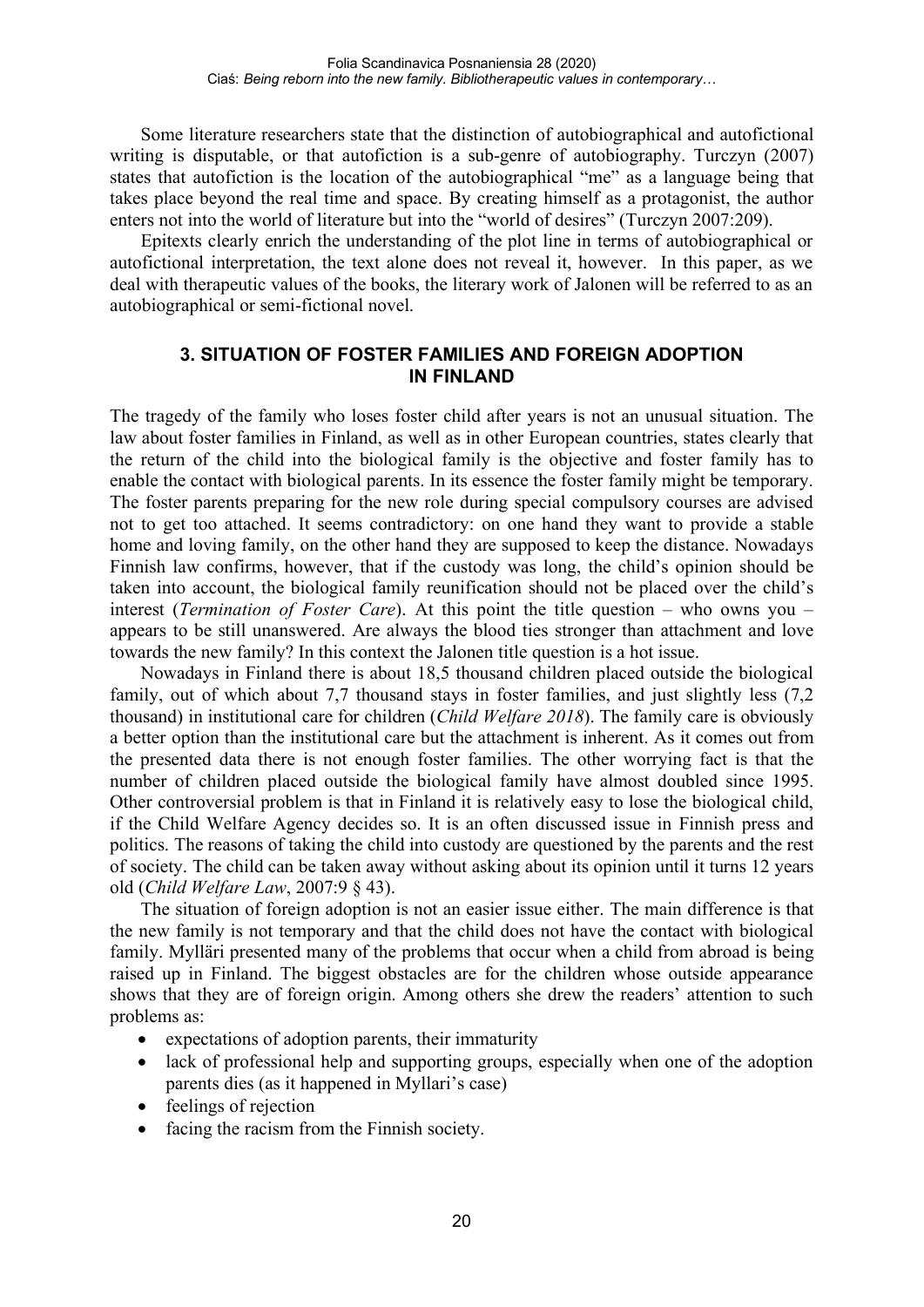Some literature researchers state that the distinction of autobiographical and autofictional writing is disputable, or that autofiction is a sub-genre of autobiography. Turczyn (2007) states that autofiction is the location of the autobiographical "me" as a language being that takes place beyond the real time and space. By creating himself as a protagonist, the author enters not into the world of literature but into the "world of desires" (Turczyn 2007:209).

Epitexts clearly enrich the understanding of the plot line in terms of autobiographical or autofictional interpretation, the text alone does not reveal it, however. In this paper, as we deal with therapeutic values of the books, the literary work of Jalonen will be referred to as an autobiographical or semi-fictional novel.

## 3. SITUATION OF FOSTER FAMILIES AND FOREIGN ADOPTION IN FINLAND

The tragedy of the family who loses foster child after years is not an unusual situation. The law about foster families in Finland, as well as in other European countries, states clearly that the return of the child into the biological family is the objective and foster family has to enable the contact with biological parents. In its essence the foster family might be temporary. The foster parents preparing for the new role during special compulsory courses are advised not to get too attached. It seems contradictory: on one hand they want to provide a stable home and loving family, on the other hand they are supposed to keep the distance. Nowadays Finnish law confirms, however, that if the custody was long, the child's opinion should be taken into account, the biological family reunification should not be placed over the child's interest (*Termination of Foster Care*). At this point the title question – who owns you – appears to be still unanswered. Are always the blood ties stronger than attachment and love towards the new family? In this context the Jalonen title question is a hot issue.

Nowadays in Finland there is about 18,5 thousand children placed outside the biological family, out of which about 7,7 thousand stays in foster families, and just slightly less (7,2 thousand) in institutional care for children (*Child Welfare 2018*). The family care is obviously a better option than the institutional care but the attachment is inherent. As it comes out from the presented data there is not enough foster families. The other worrying fact is that the number of children placed outside the biological family have almost doubled since 1995. Other controversial problem is that in Finland it is relatively easy to lose the biological child, if the Child Welfare Agency decides so. It is an often discussed issue in Finnish press and politics. The reasons of taking the child into custody are questioned by the parents and the rest of society. The child can be taken away without asking about its opinion until it turns 12 years old (*Child Welfare Law*, 2007:9 § 43).

The situation of foreign adoption is not an easier issue either. The main difference is that the new family is not temporary and that the child does not have the contact with biological family. Mylläri presented many of the problems that occur when a child from abroad is being raised up in Finland. The biggest obstacles are for the children whose outside appearance shows that they are of foreign origin. Among others she drew the readers' attention to such problems as:

- expectations of adoption parents, their immaturity
- lack of professional help and supporting groups, especially when one of the adoption parents dies (as it happened in Myllari's case)
- feelings of rejection
- facing the racism from the Finnish society.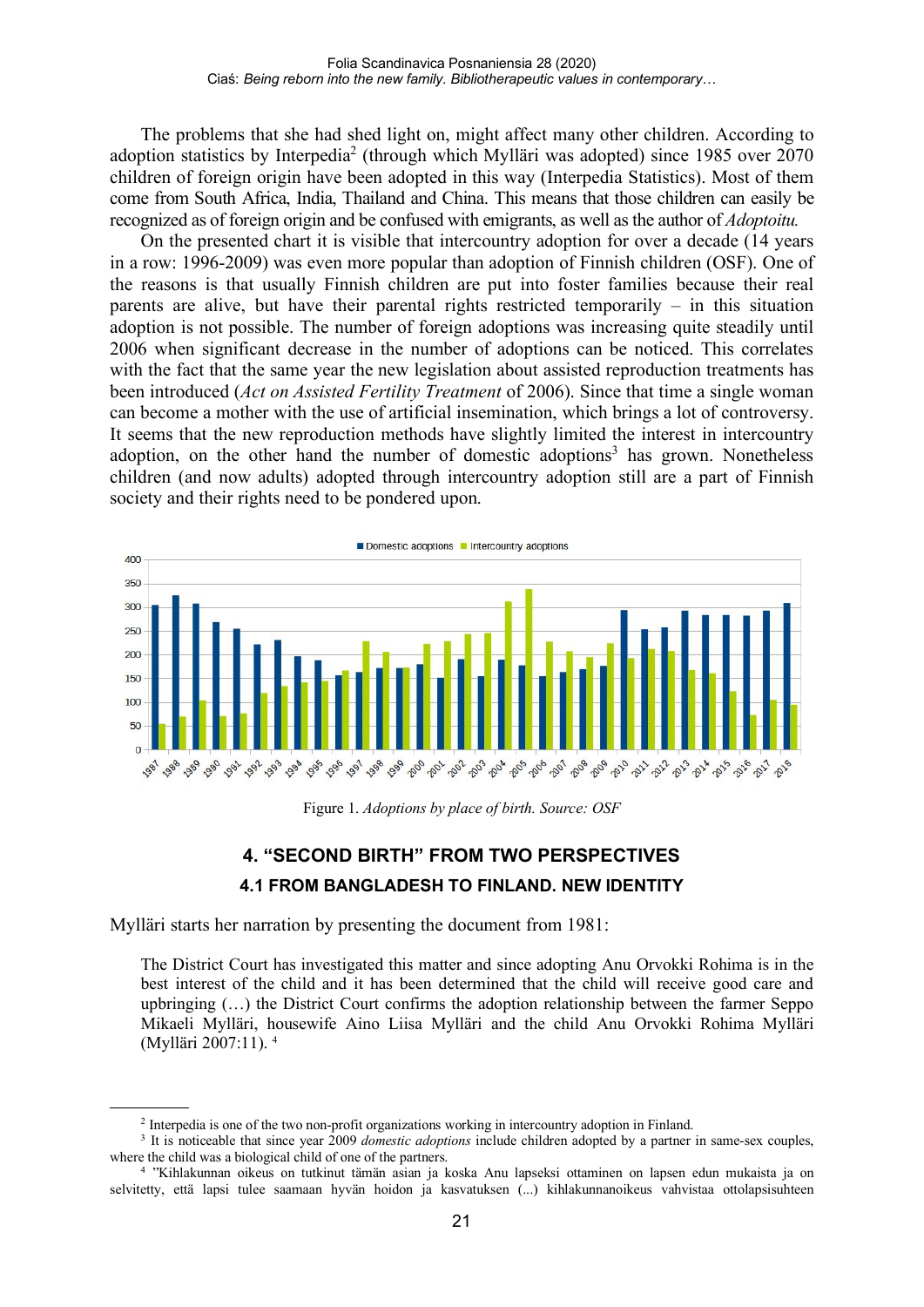The problems that she had shed light on, might affect many other children. According to adoption statistics by Interpedia[2] (through which Mylläri was adopted) since 1985 over 2070 children of foreign origin have been adopted in this way (Interpedia Statistics). Most of them come from South Africa, India, Thailand and China. This means that those children can easily be recognized as of foreign origin and be confused with emigrants, as well as the author of *Adoptoitu.*

On the presented chart it is visible that intercountry adoption for over a decade (14 years in a row: 1996-2009) was even more popular than adoption of Finnish children (OSF). One of the reasons is that usually Finnish children are put into foster families because their real parents are alive, but have their parental rights restricted temporarily – in this situation adoption is not possible. The number of foreign adoptions was increasing quite steadily until 2006 when significant decrease in the number of adoptions can be noticed. This correlates with the fact that the same year the new legislation about assisted reproduction treatments has been introduced (*Act on Assisted Fertility Treatment* of 2006). Since that time a single woman can become a mother with the use of artificial insemination, which brings a lot of controversy. It seems that the new reproduction methods have slightly limited the interest in intercountry adoption, on the other hand the number of domestic adoptions[3] has grown. Nonetheless children (and now adults) adopted through intercountry adoption still are a part of Finnish society and their rights need to be pondered upon.

Figure 1. *Adoptions by place of birth. Source: OSF*

### 4. "SECOND BIRTH" FROM TWO PERSPECTIVES

#### 4.1 FROM BANGLADESH TO FINLAND. NEW IDENTITY

Mylläri starts her narration by presenting the document from 1981:

> The District Court has investigated this matter and since adopting Anu Orvokki Rohima is in the best interest of the child and it has been determined that the child will receive good care and upbringing (…) the District Court confirms the adoption relationship between the farmer Seppo Mikaeli Mylläri, housewife Aino Liisa Mylläri and the child Anu Orvokki Rohima Mylläri (Mylläri 2007:11). [4]

---

[2] Interpedia is one of the two non-profit organizations working in intercountry adoption in Finland.

[3] It is noticeable that since year 2009 *domestic adoptions* include children adopted by a partner in same-sex couples, where the child was a biological child of one of the partners.

[4] "Kihlakunnan oikeus on tutkinut tämän asian ja koska Anu lapseksi ottaminen on lapsen edun mukaista ja on selvitetty, että lapsi tulee saamaan hyvän hoidon ja kasvatuksen (...) kihlakunnanoikeus vahvistaa ottolapsisuhteen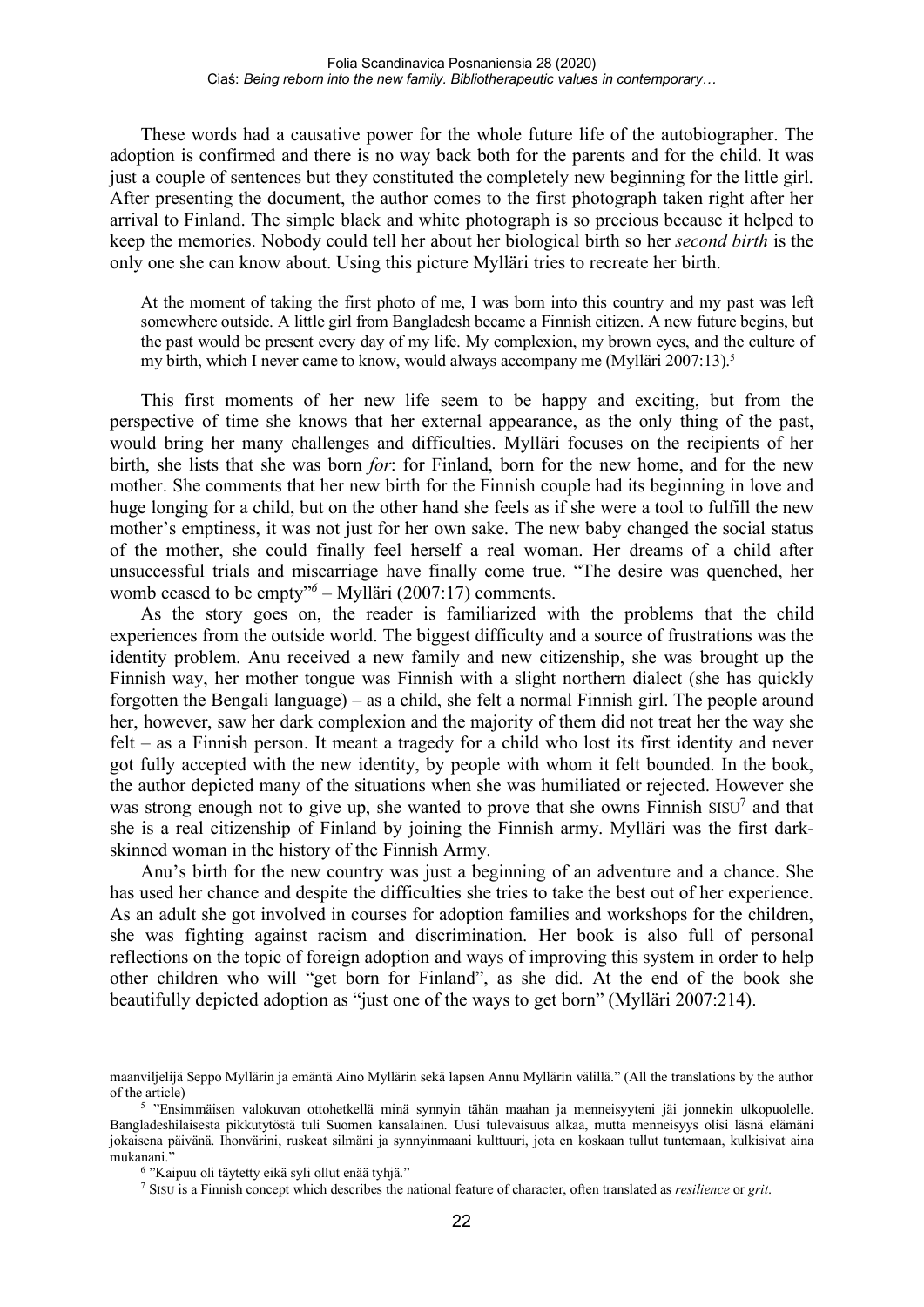These words had a causative power for the whole future life of the autobiographer. The adoption is confirmed and there is no way back both for the parents and for the child. It was just a couple of sentences but they constituted the completely new beginning for the little girl. After presenting the document, the author comes to the first photograph taken right after her arrival to Finland. The simple black and white photograph is so precious because it helped to keep the memories. Nobody could tell her about her biological birth so her *second birth* is the only one she can know about. Using this picture Mylläri tries to recreate her birth.

> At the moment of taking the first photo of me, I was born into this country and my past was left somewhere outside. A little girl from Bangladesh became a Finnish citizen. A new future begins, but the past would be present every day of my life. My complexion, my brown eyes, and the culture of my birth, which I never came to know, would always accompany me (Mylläri 2007:13).[5]

This first moments of her new life seem to be happy and exciting, but from the perspective of time she knows that her external appearance, as the only thing of the past, would bring her many challenges and difficulties. Mylläri focuses on the recipients of her birth, she lists that she was born *for*: for Finland, born for the new home, and for the new mother. She comments that her new birth for the Finnish couple had its beginning in love and huge longing for a child, but on the other hand she feels as if she were a tool to fulfill the new mother's emptiness, it was not just for her own sake. The new baby changed the social status of the mother, she could finally feel herself a real woman. Her dreams of a child after unsuccessful trials and miscarriage have finally come true. "The desire was quenched, her womb ceased to be empty"[6] – Mylläri (2007:17) comments.

As the story goes on, the reader is familiarized with the problems that the child experiences from the outside world. The biggest difficulty and a source of frustrations was the identity problem. Anu received a new family and new citizenship, she was brought up the Finnish way, her mother tongue was Finnish with a slight northern dialect (she has quickly forgotten the Bengali language) – as a child, she felt a normal Finnish girl. The people around her, however, saw her dark complexion and the majority of them did not treat her the way she felt – as a Finnish person. It meant a tragedy for a child who lost its first identity and never got fully accepted with the new identity, by people with whom it felt bounded. In the book, the author depicted many of the situations when she was humiliated or rejected. However she was strong enough not to give up, she wanted to prove that she owns Finnish SISU[7] and that she is a real citizenship of Finland by joining the Finnish army. Mylläri was the first dark-skinned woman in the history of the Finnish Army.

Anu's birth for the new country was just a beginning of an adventure and a chance. She has used her chance and despite the difficulties she tries to take the best out of her experience. As an adult she got involved in courses for adoption families and workshops for the children, she was fighting against racism and discrimination. Her book is also full of personal reflections on the topic of foreign adoption and ways of improving this system in order to help other children who will "get born for Finland", as she did. At the end of the book she beautifully depicted adoption as "just one of the ways to get born" (Mylläri 2007:214).

---

maanviljelijä Seppo Myllärin ja emäntä Aino Myllärin sekä lapsen Annu Myllärin välillä." (All the translations by the author of the article)

[5] "Ensimmäisen valokuvan ottohetkellä minä synnyin tähän maahan ja menneisyyteni jäi jonnekin ulkopuolelle. Bangladeshilaisesta pikkutytöstä tuli Suomen kansalainen. Uusi tulevaisuus alkaa, mutta menneisyys olisi läsnä elämäni jokaisena päivänä. Ihonvärini, ruskeat silmäni ja synnyinmaani kulttuuri, jota en koskaan tullut tuntemaan, kulkisivat aina mukanani."

[6] "Kaipuu oli täytetty eikä syli ollut enää tyhjä."

[7] SISU is a Finnish concept which describes the national feature of character, often translated as *resilience* or *grit*.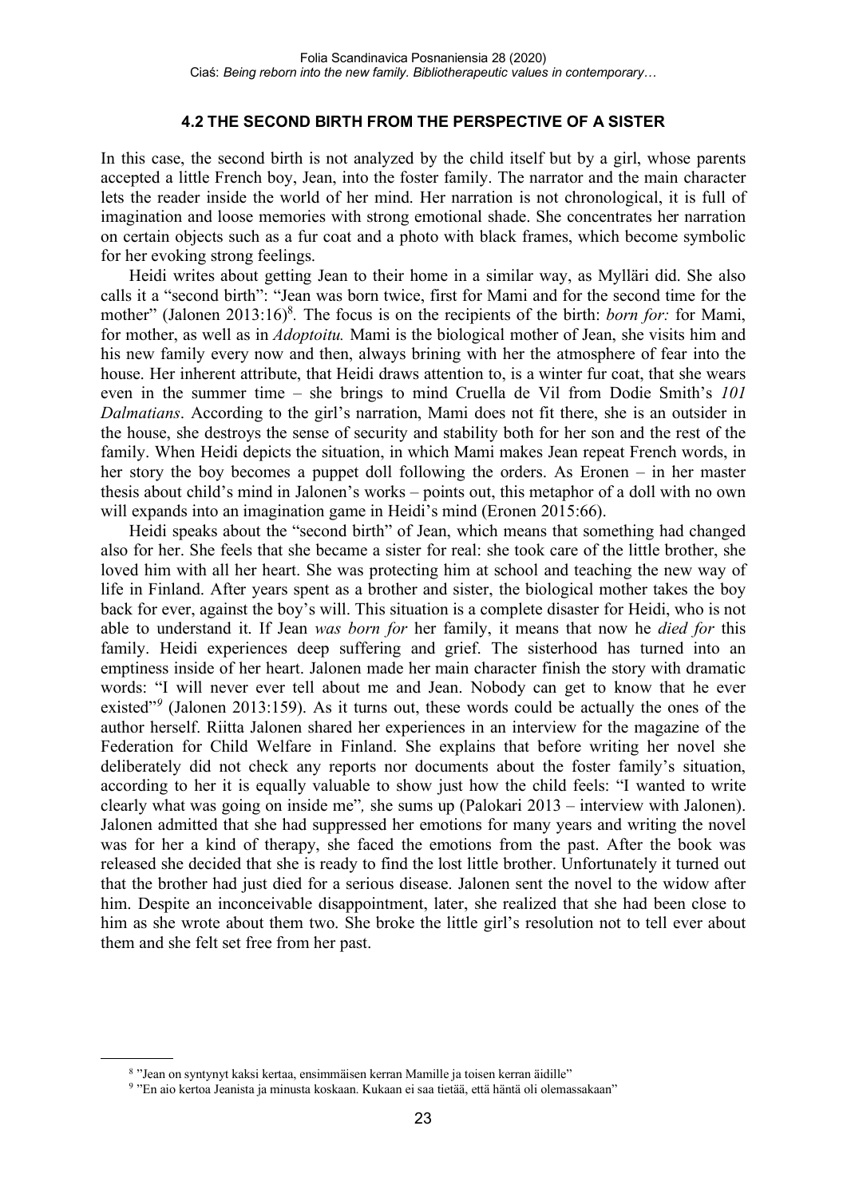### 4.2 THE SECOND BIRTH FROM THE PERSPECTIVE OF A SISTER

In this case, the second birth is not analyzed by the child itself but by a girl, whose parents accepted a little French boy, Jean, into the foster family. The narrator and the main character lets the reader inside the world of her mind. Her narration is not chronological, it is full of imagination and loose memories with strong emotional shade. She concentrates her narration on certain objects such as a fur coat and a photo with black frames, which become symbolic for her evoking strong feelings.

Heidi writes about getting Jean to their home in a similar way, as Mylläri did. She also calls it a "second birth": "Jean was born twice, first for Mami and for the second time for the mother" (Jalonen 2013:16)[8]. The focus is on the recipients of the birth: *born for:* for Mami, for mother, as well as in *Adoptoitu.* Mami is the biological mother of Jean, she visits him and his new family every now and then, always brining with her the atmosphere of fear into the house. Her inherent attribute, that Heidi draws attention to, is a winter fur coat, that she wears even in the summer time – she brings to mind Cruella de Vil from Dodie Smith's *101 Dalmatians*. According to the girl's narration, Mami does not fit there, she is an outsider in the house, she destroys the sense of security and stability both for her son and the rest of the family. When Heidi depicts the situation, in which Mami makes Jean repeat French words, in her story the boy becomes a puppet doll following the orders. As Eronen – in her master thesis about child's mind in Jalonen's works – points out, this metaphor of a doll with no own will expands into an imagination game in Heidi's mind (Eronen 2015:66).

Heidi speaks about the "second birth" of Jean, which means that something had changed also for her. She feels that she became a sister for real: she took care of the little brother, she loved him with all her heart. She was protecting him at school and teaching the new way of life in Finland. After years spent as a brother and sister, the biological mother takes the boy back for ever, against the boy's will. This situation is a complete disaster for Heidi, who is not able to understand it. If Jean *was born for* her family, it means that now he *died for* this family. Heidi experiences deep suffering and grief. The sisterhood has turned into an emptiness inside of her heart. Jalonen made her main character finish the story with dramatic words: "I will never ever tell about me and Jean. Nobody can get to know that he ever existed"[9] (Jalonen 2013:159). As it turns out, these words could be actually the ones of the author herself. Riitta Jalonen shared her experiences in an interview for the magazine of the Federation for Child Welfare in Finland. She explains that before writing her novel she deliberately did not check any reports nor documents about the foster family's situation, according to her it is equally valuable to show just how the child feels: "I wanted to write clearly what was going on inside me"*,* she sums up (Palokari 2013 – interview with Jalonen). Jalonen admitted that she had suppressed her emotions for many years and writing the novel was for her a kind of therapy, she faced the emotions from the past. After the book was released she decided that she is ready to find the lost little brother. Unfortunately it turned out that the brother had just died for a serious disease. Jalonen sent the novel to the widow after him. Despite an inconceivable disappointment, later, she realized that she had been close to him as she wrote about them two. She broke the little girl's resolution not to tell ever about them and she felt set free from her past.

---

[8] "Jean on syntynyt kaksi kertaa, ensimmäisen kerran Mamille ja toisen kerran äidille"

[9] "En aio kertoa Jeanista ja minusta koskaan. Kukaan ei saa tietää, että häntä oli olemassakaan"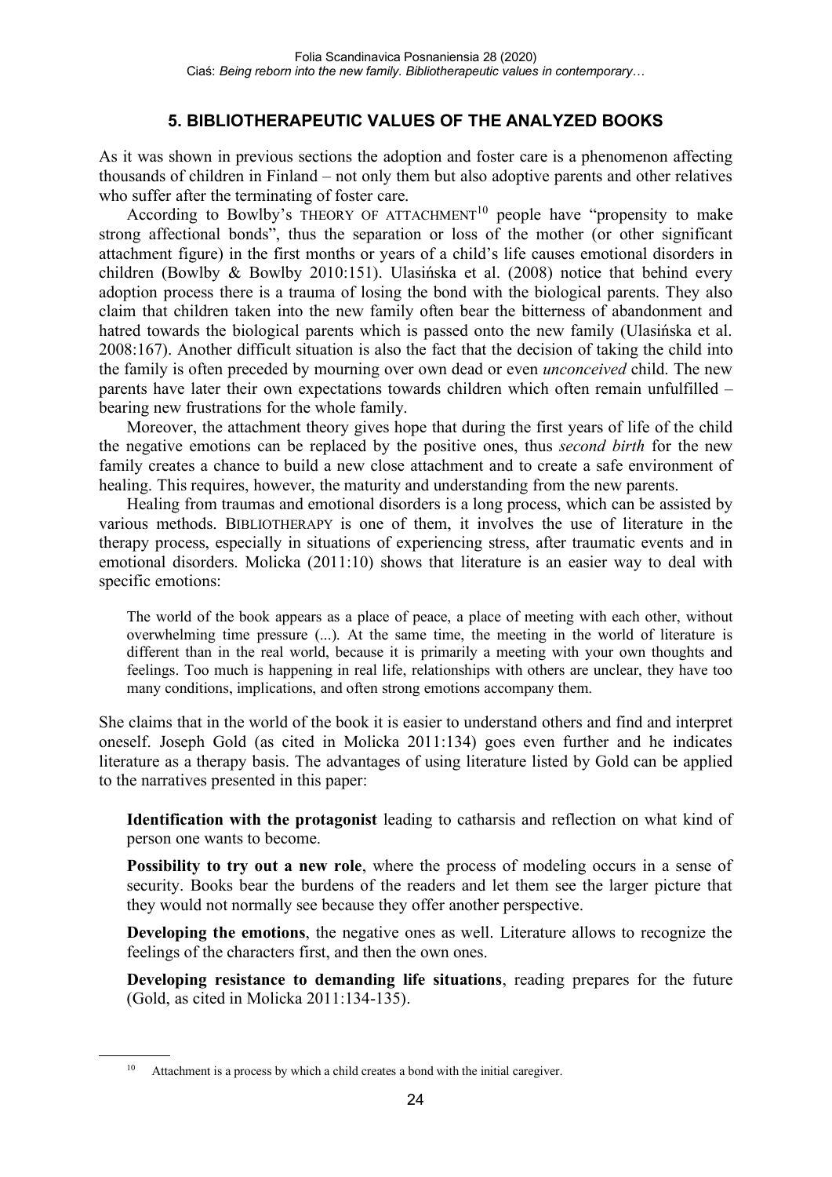## 5. BIBLIOTHERAPEUTIC VALUES OF THE ANALYZED BOOKS

As it was shown in previous sections the adoption and foster care is a phenomenon affecting thousands of children in Finland – not only them but also adoptive parents and other relatives who suffer after the terminating of foster care.

According to Bowlby's THEORY OF ATTACHMENT[10] people have "propensity to make strong affectional bonds", thus the separation or loss of the mother (or other significant attachment figure) in the first months or years of a child's life causes emotional disorders in children (Bowlby & Bowlby 2010:151). Ulasińska et al. (2008) notice that behind every adoption process there is a trauma of losing the bond with the biological parents. They also claim that children taken into the new family often bear the bitterness of abandonment and hatred towards the biological parents which is passed onto the new family (Ulasińska et al. 2008:167). Another difficult situation is also the fact that the decision of taking the child into the family is often preceded by mourning over own dead or even *unconceived* child. The new parents have later their own expectations towards children which often remain unfulfilled – bearing new frustrations for the whole family.

Moreover, the attachment theory gives hope that during the first years of life of the child the negative emotions can be replaced by the positive ones, thus *second birth* for the new family creates a chance to build a new close attachment and to create a safe environment of healing. This requires, however, the maturity and understanding from the new parents.

Healing from traumas and emotional disorders is a long process, which can be assisted by various methods. BIBLIOTHERAPY is one of them, it involves the use of literature in the therapy process, especially in situations of experiencing stress, after traumatic events and in emotional disorders. Molicka (2011:10) shows that literature is an easier way to deal with specific emotions:

> The world of the book appears as a place of peace, a place of meeting with each other, without overwhelming time pressure (...). At the same time, the meeting in the world of literature is different than in the real world, because it is primarily a meeting with your own thoughts and feelings. Too much is happening in real life, relationships with others are unclear, they have too many conditions, implications, and often strong emotions accompany them.

She claims that in the world of the book it is easier to understand others and find and interpret oneself. Joseph Gold (as cited in Molicka 2011:134) goes even further and he indicates literature as a therapy basis. The advantages of using literature listed by Gold can be applied to the narratives presented in this paper:

**Identification with the protagonist** leading to catharsis and reflection on what kind of person one wants to become.

**Possibility to try out a new role**, where the process of modeling occurs in a sense of security. Books bear the burdens of the readers and let them see the larger picture that they would not normally see because they offer another perspective.

**Developing the emotions**, the negative ones as well. Literature allows to recognize the feelings of the characters first, and then the own ones.

**Developing resistance to demanding life situations**, reading prepares for the future (Gold, as cited in Molicka 2011:134-135).

[10] Attachment is a process by which a child creates a bond with the initial caregiver.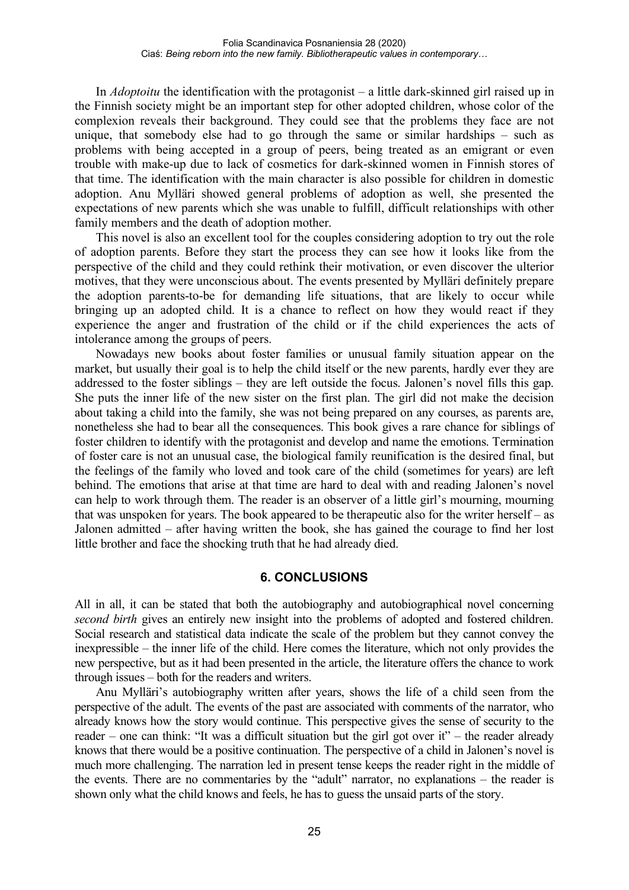In *Adoptoitu* the identification with the protagonist – a little dark-skinned girl raised up in the Finnish society might be an important step for other adopted children, whose color of the complexion reveals their background. They could see that the problems they face are not unique, that somebody else had to go through the same or similar hardships – such as problems with being accepted in a group of peers, being treated as an emigrant or even trouble with make-up due to lack of cosmetics for dark-skinned women in Finnish stores of that time. The identification with the main character is also possible for children in domestic adoption. Anu Mylläri showed general problems of adoption as well, she presented the expectations of new parents which she was unable to fulfill, difficult relationships with other family members and the death of adoption mother.

This novel is also an excellent tool for the couples considering adoption to try out the role of adoption parents. Before they start the process they can see how it looks like from the perspective of the child and they could rethink their motivation, or even discover the ulterior motives, that they were unconscious about. The events presented by Mylläri definitely prepare the adoption parents-to-be for demanding life situations, that are likely to occur while bringing up an adopted child. It is a chance to reflect on how they would react if they experience the anger and frustration of the child or if the child experiences the acts of intolerance among the groups of peers.

Nowadays new books about foster families or unusual family situation appear on the market, but usually their goal is to help the child itself or the new parents, hardly ever they are addressed to the foster siblings – they are left outside the focus. Jalonen's novel fills this gap. She puts the inner life of the new sister on the first plan. The girl did not make the decision about taking a child into the family, she was not being prepared on any courses, as parents are, nonetheless she had to bear all the consequences. This book gives a rare chance for siblings of foster children to identify with the protagonist and develop and name the emotions. Termination of foster care is not an unusual case, the biological family reunification is the desired final, but the feelings of the family who loved and took care of the child (sometimes for years) are left behind. The emotions that arise at that time are hard to deal with and reading Jalonen's novel can help to work through them. The reader is an observer of a little girl's mourning, mourning that was unspoken for years. The book appeared to be therapeutic also for the writer herself – as Jalonen admitted – after having written the book, she has gained the courage to find her lost little brother and face the shocking truth that he had already died.

## 6. CONCLUSIONS

All in all, it can be stated that both the autobiography and autobiographical novel concerning *second birth* gives an entirely new insight into the problems of adopted and fostered children. Social research and statistical data indicate the scale of the problem but they cannot convey the inexpressible – the inner life of the child. Here comes the literature, which not only provides the new perspective, but as it had been presented in the article, the literature offers the chance to work through issues – both for the readers and writers.

Anu Mylläri's autobiography written after years, shows the life of a child seen from the perspective of the adult. The events of the past are associated with comments of the narrator, who already knows how the story would continue. This perspective gives the sense of security to the reader – one can think: "It was a difficult situation but the girl got over it" – the reader already knows that there would be a positive continuation. The perspective of a child in Jalonen's novel is much more challenging. The narration led in present tense keeps the reader right in the middle of the events. There are no commentaries by the "adult" narrator, no explanations – the reader is shown only what the child knows and feels, he has to guess the unsaid parts of the story.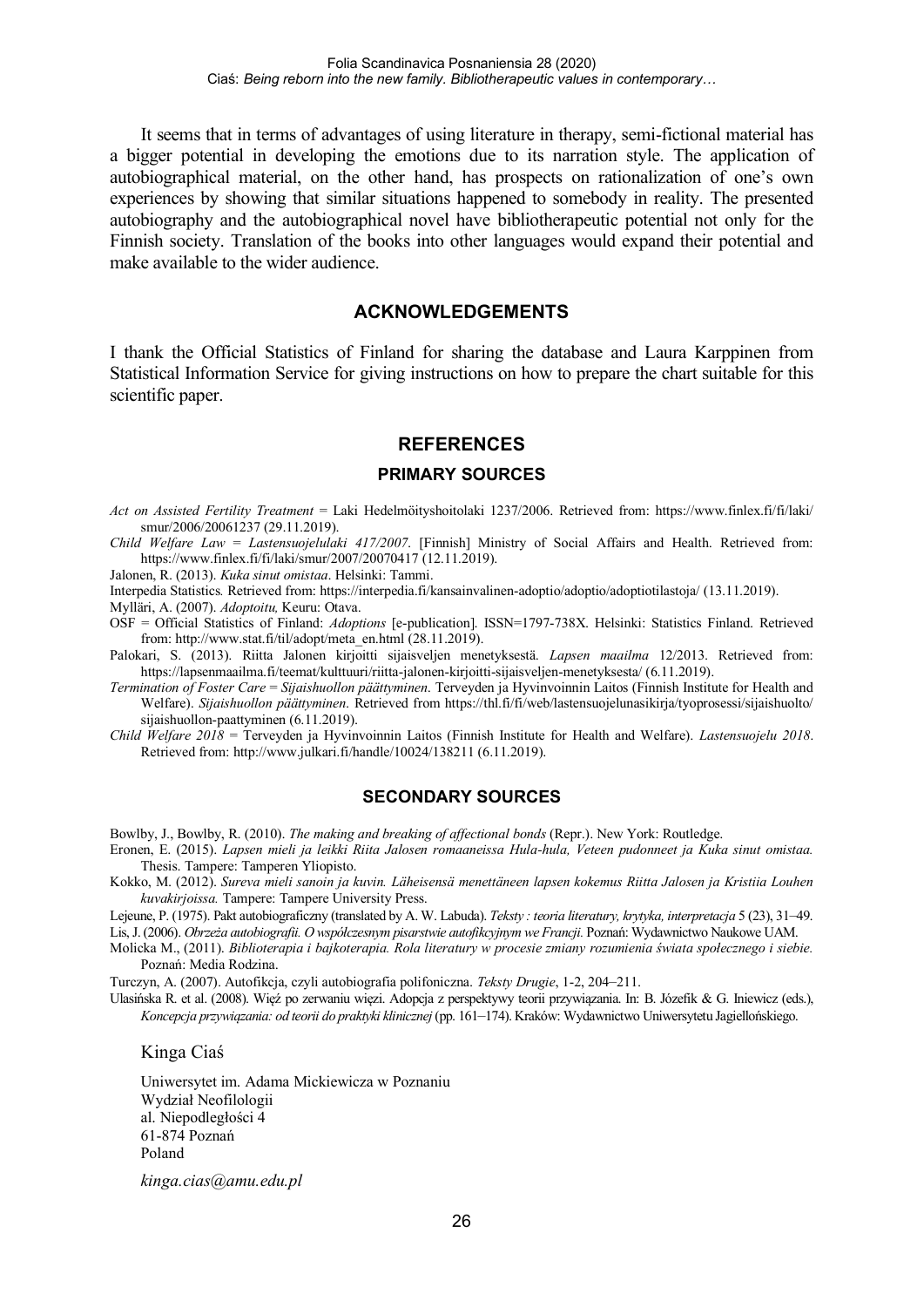It seems that in terms of advantages of using literature in therapy, semi-fictional material has a bigger potential in developing the emotions due to its narration style. The application of autobiographical material, on the other hand, has prospects on rationalization of one's own experiences by showing that similar situations happened to somebody in reality. The presented autobiography and the autobiographical novel have bibliotherapeutic potential not only for the Finnish society. Translation of the books into other languages would expand their potential and make available to the wider audience.

## ACKNOWLEDGEMENTS

I thank the Official Statistics of Finland for sharing the database and Laura Karppinen from Statistical Information Service for giving instructions on how to prepare the chart suitable for this scientific paper.

## REFERENCES

### PRIMARY SOURCES

*Act on Assisted Fertility Treatment* = Laki Hedelmöityshoitolaki 1237/2006. Retrieved from: https://www.finlex.fi/fi/laki/smur/2006/20061237 (29.11.2019).

*Child Welfare Law = Lastensuojelulaki 417/2007*. [Finnish] Ministry of Social Affairs and Health. Retrieved from: https://www.finlex.fi/fi/laki/smur/2007/20070417 (12.11.2019).

Jalonen, R. (2013). *Kuka sinut omistaa*. Helsinki: Tammi.

Interpedia Statistics*.* Retrieved from: https://interpedia.fi/kansainvalinen-adoptio/adoptio/adoptiotilastoja/ (13.11.2019).

Mylläri, A. (2007). *Adoptoitu,* Keuru: Otava.

OSF = Official Statistics of Finland: *Adoptions* [e-publication]. ISSN=1797-738X. Helsinki: Statistics Finland. Retrieved from: http://www.stat.fi/til/adopt/meta_en.html (28.11.2019).

Palokari, S. (2013). Riitta Jalonen kirjoitti sijaisveljen menetyksestä. *Lapsen maailma* 12/2013. Retrieved from: https://lapsenmaailma.fi/teemat/kulttuuri/riitta-jalonen-kirjoitti-sijaisveljen-menetyksesta/ (6.11.2019).

*Termination of Foster Care* = *Sijaishuollon päättyminen*. Terveyden ja Hyvinvoinnin Laitos (Finnish Institute for Health and Welfare). *Sijaishuollon päättyminen*. Retrieved from https://thl.fi/fi/web/lastensuojelunasikirja/tyoprosessi/sijaishuolto/sijaishuollon-paattyminen (6.11.2019).

*Child Welfare 2018* = Terveyden ja Hyvinvoinnin Laitos (Finnish Institute for Health and Welfare). *Lastensuojelu 2018*. Retrieved from: http://www.julkari.fi/handle/10024/138211 (6.11.2019).

### SECONDARY SOURCES

Bowlby, J., Bowlby, R. (2010). *The making and breaking of affectional bonds* (Repr.). New York: Routledge.

Eronen, E. (2015). *Lapsen mieli ja leikki Riita Jalosen romaaneissa Hula-hula, Veteen pudonneet ja Kuka sinut omistaa.* Thesis. Tampere: Tamperen Yliopisto.

Kokko, M. (2012). *Sureva mieli sanoin ja kuvin. Läheisensä menettäneen lapsen kokemus Riitta Jalosen ja Kristiia Louhen kuvakirjoissa.* Tampere: Tampere University Press.

Lejeune, P. (1975). Pakt autobiograficzny (translated by A. W. Labuda). *Teksty : teoria literatury, krytyka, interpretacja* 5 (23), 31–49.

Lis, J. (2006). *Obrzeża autobiografii. O współczesnym pisarstwie autofikcyjnym we Francji.* Poznań: Wydawnictwo Naukowe UAM.

Molicka M., (2011). *Biblioterapia i bajkoterapia. Rola literatury w procesie zmiany rozumienia świata społecznego i siebie.* Poznań: Media Rodzina.

Turczyn, A. (2007). Autofikcja, czyli autobiografia polifoniczna. *Teksty Drugie*, 1-2, 204–211.

Ulasińska R. et al. (2008). Więź po zerwaniu więzi. Adopcja z perspektywy teorii przywiązania. In: B. Józefik & G. Iniewicz (eds.), *Koncepcja przywiązania: od teorii do praktyki klinicznej* (pp. 161–174). Kraków: Wydawnictwo Uniwersytetu Jagiellońskiego.

Kinga Ciaś

Uniwersytet im. Adama Mickiewicza w Poznaniu  
Wydział Neofilologii  
al. Niepodległości 4  
61-874 Poznań  
Poland

*kinga.cias@amu.edu.pl*